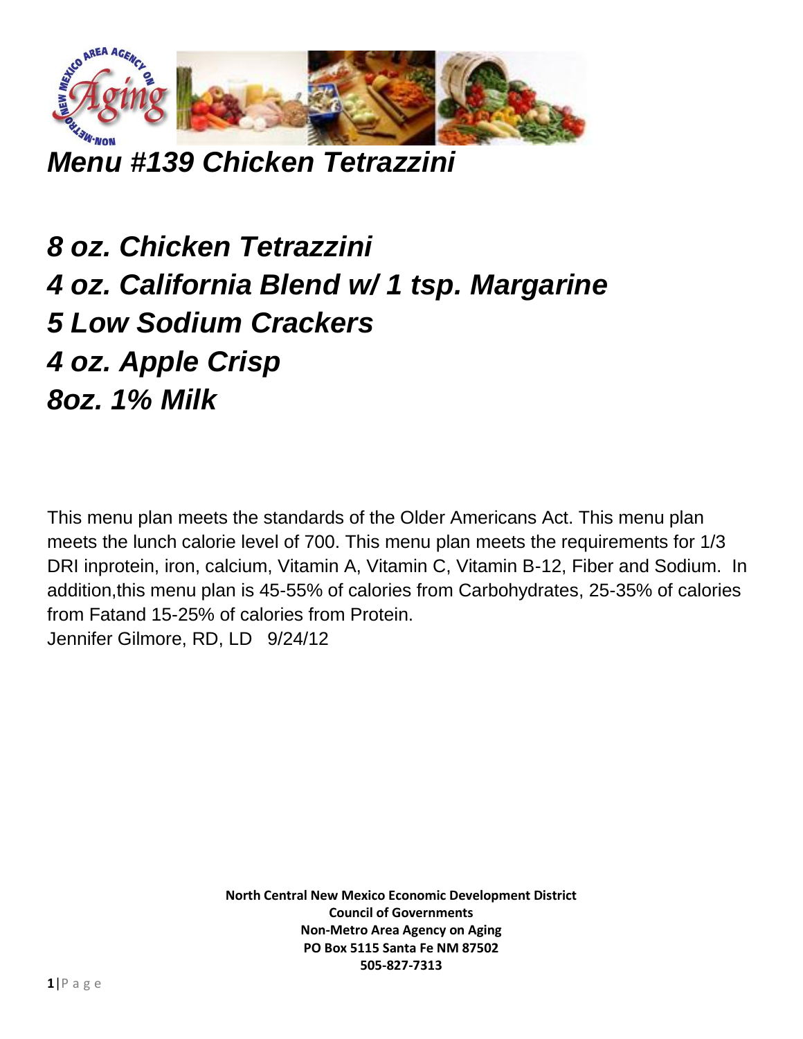# *Menu #139 Chicken Tetrazzini*

## *8 oz. Chicken Tetrazzini*
## *4 oz. California Blend w/ 1 tsp. Margarine*
## *5 Low Sodium Crackers*
## *4 oz. Apple Crisp*
## *8oz. 1% Milk*

This menu plan meets the standards of the Older Americans Act. This menu plan meets the lunch calorie level of 700. This menu plan meets the requirements for 1/3 DRI inprotein, iron, calcium, Vitamin A, Vitamin C, Vitamin B-12, Fiber and Sodium. In addition,this menu plan is 45-55% of calories from Carbohydrates, 25-35% of calories from Fatand 15-25% of calories from Protein.
Jennifer Gilmore, RD, LD 9/24/12

**North Central New Mexico Economic Development District**
**Council of Governments**
**Non-Metro Area Agency on Aging**
**PO Box 5115 Santa Fe NM 87502**
**505-827-7313**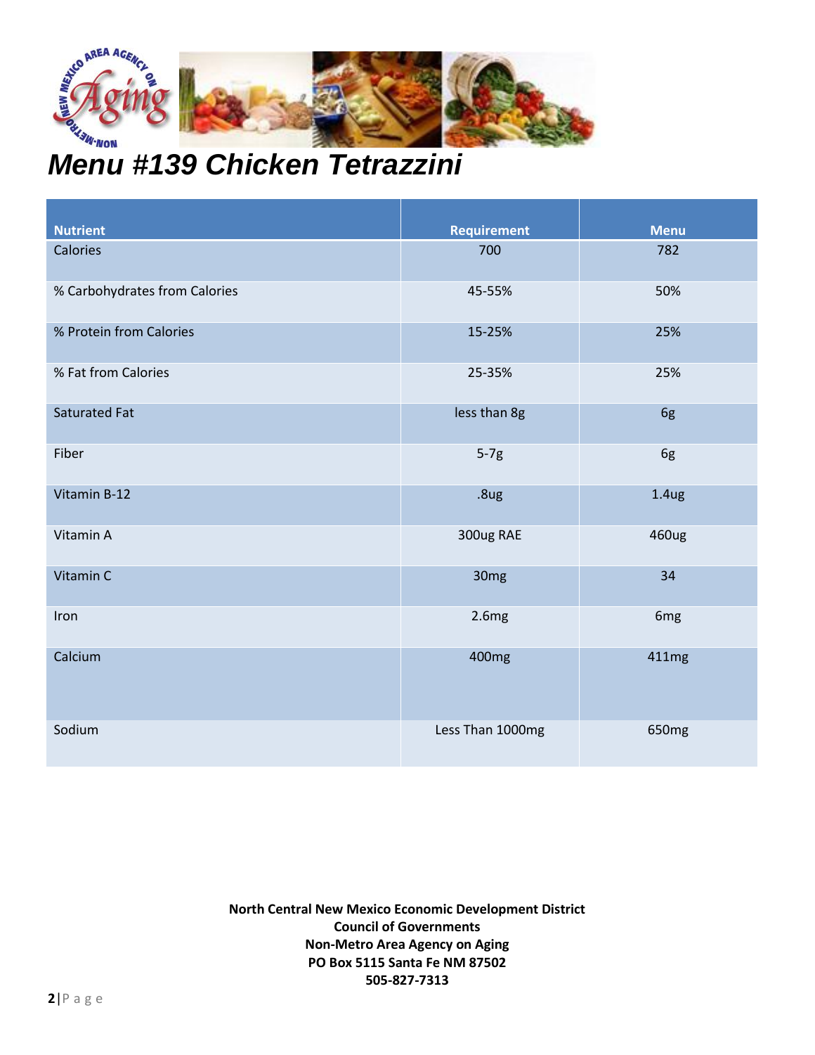# Menu #139 Chicken Tetrazzini

| Nutrient | Requirement | Menu |
|---|---|---|
| Calories | 700 | 782 |
| % Carbohydrates from Calories | 45-55% | 50% |
| % Protein from Calories | 15-25% | 25% |
| % Fat from Calories | 25-35% | 25% |
| Saturated Fat | less than 8g | 6g |
| Fiber | 5-7g | 6g |
| Vitamin B-12 | .8ug | 1.4ug |
| Vitamin A | 300ug RAE | 460ug |
| Vitamin C | 30mg | 34 |
| Iron | 2.6mg | 6mg |
| Calcium | 400mg | 411mg |
| Sodium | Less Than 1000mg | 650mg |

**North Central New Mexico Economic Development District**
**Council of Governments**
**Non-Metro Area Agency on Aging**
**PO Box 5115 Santa Fe NM 87502**
**505-827-7313**